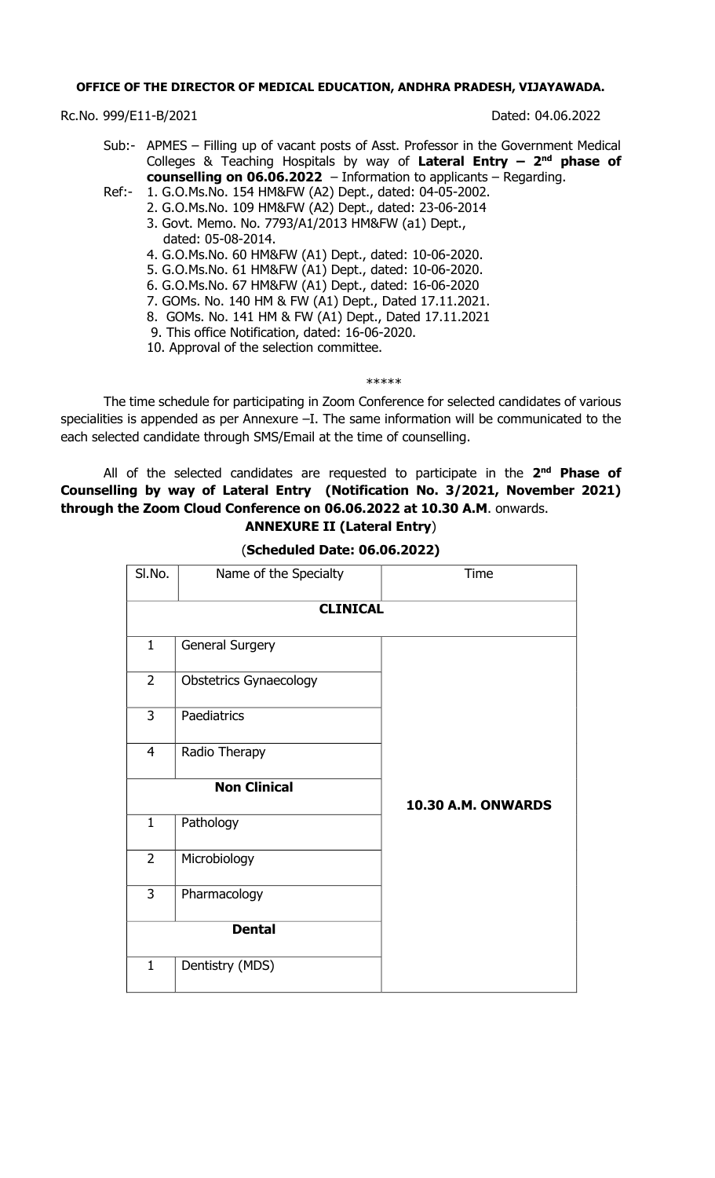**OFFICE OF THE DIRECTOR OF MEDICAL EDUCATION, ANDHRA PRADESH, VIJAYAWADA.**

Rc.No. 999/E11-B/2021 Dated: 04.06.2022

Sub:- APMES – Filling up of vacant posts of Asst. Professor in the Government Medical Colleges & Teaching Hospitals by way of **Lateral Entry – 2nd phase of counselling on 06.06.2022** – Information to applicants – Regarding.

Ref:-
1. G.O.Ms.No. 154 HM&FW (A2) Dept., dated: 04-05-2002.
2. G.O.Ms.No. 109 HM&FW (A2) Dept., dated: 23-06-2014
3. Govt. Memo. No. 7793/A1/2013 HM&FW (a1) Dept., dated: 05-08-2014.
4. G.O.Ms.No. 60 HM&FW (A1) Dept., dated: 10-06-2020.
5. G.O.Ms.No. 61 HM&FW (A1) Dept., dated: 10-06-2020.
6. G.O.Ms.No. 67 HM&FW (A1) Dept., dated: 16-06-2020
7. GOMs. No. 140 HM & FW (A1) Dept., Dated 17.11.2021.
8. GOMs. No. 141 HM & FW (A1) Dept., Dated 17.11.2021
9. This office Notification, dated: 16-06-2020.
10. Approval of the selection committee.

\*\*\*\*\*

The time schedule for participating in Zoom Conference for selected candidates of various specialities is appended as per Annexure –I. The same information will be communicated to the each selected candidate through SMS/Email at the time of counselling.

All of the selected candidates are requested to participate in the **2nd Phase of Counselling by way of Lateral Entry (Notification No. 3/2021, November 2021) through the Zoom Cloud Conference on 06.06.2022 at 10.30 A.M**. onwards.

**ANNEXURE II (Lateral Entry)**

(**Scheduled Date: 06.06.2022**)

| Sl.No. | Name of the Specialty | Time |
|---|---|---|
| **CLINICAL** | | |
| 1 | General Surgery | **10.30 A.M. ONWARDS** |
| 2 | Obstetrics Gynaecology | |
| 3 | Paediatrics | |
| 4 | Radio Therapy | |
| **Non Clinical** | | |
| 1 | Pathology | |
| 2 | Microbiology | |
| 3 | Pharmacology | |
| **Dental** | | |
| 1 | Dentistry (MDS) | |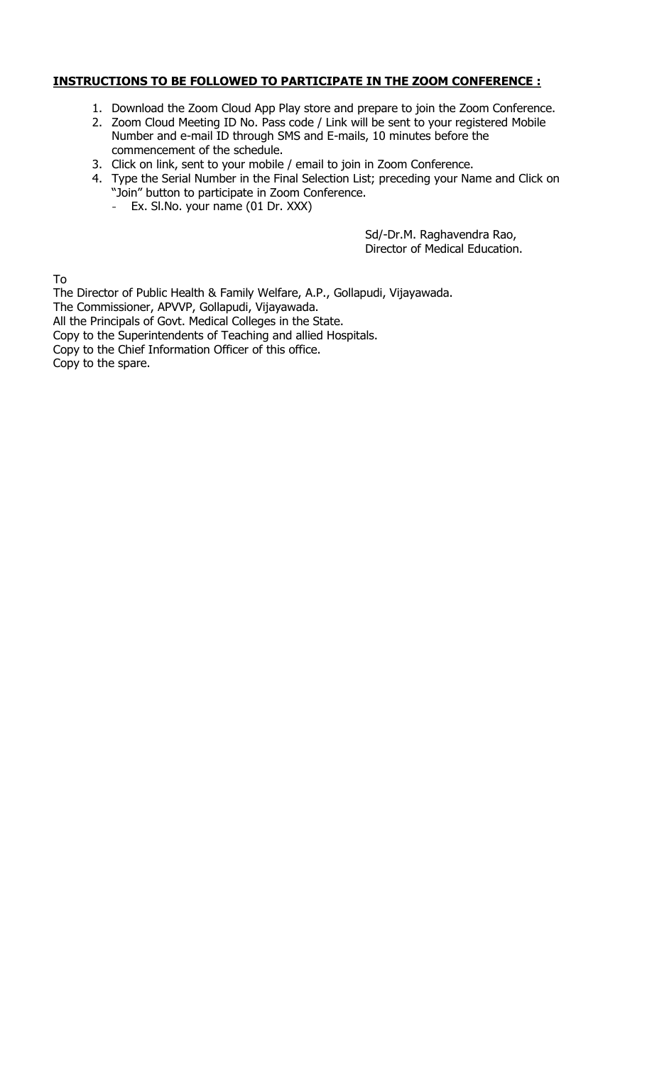**INSTRUCTIONS TO BE FOLLOWED TO PARTICIPATE IN THE ZOOM CONFERENCE :**

1. Download the Zoom Cloud App Play store and prepare to join the Zoom Conference.
2. Zoom Cloud Meeting ID No. Pass code / Link will be sent to your registered Mobile Number and e-mail ID through SMS and E-mails, 10 minutes before the commencement of the schedule.
3. Click on link, sent to your mobile / email to join in Zoom Conference.
4. Type the Serial Number in the Final Selection List; preceding your Name and Click on "Join" button to participate in Zoom Conference.
   - Ex. Sl.No. your name (01 Dr. XXX)

Sd/-Dr.M. Raghavendra Rao,
Director of Medical Education.

To
The Director of Public Health & Family Welfare, A.P., Gollapudi, Vijayawada.
The Commissioner, APVVP, Gollapudi, Vijayawada.
All the Principals of Govt. Medical Colleges in the State.
Copy to the Superintendents of Teaching and allied Hospitals.
Copy to the Chief Information Officer of this office.
Copy to the spare.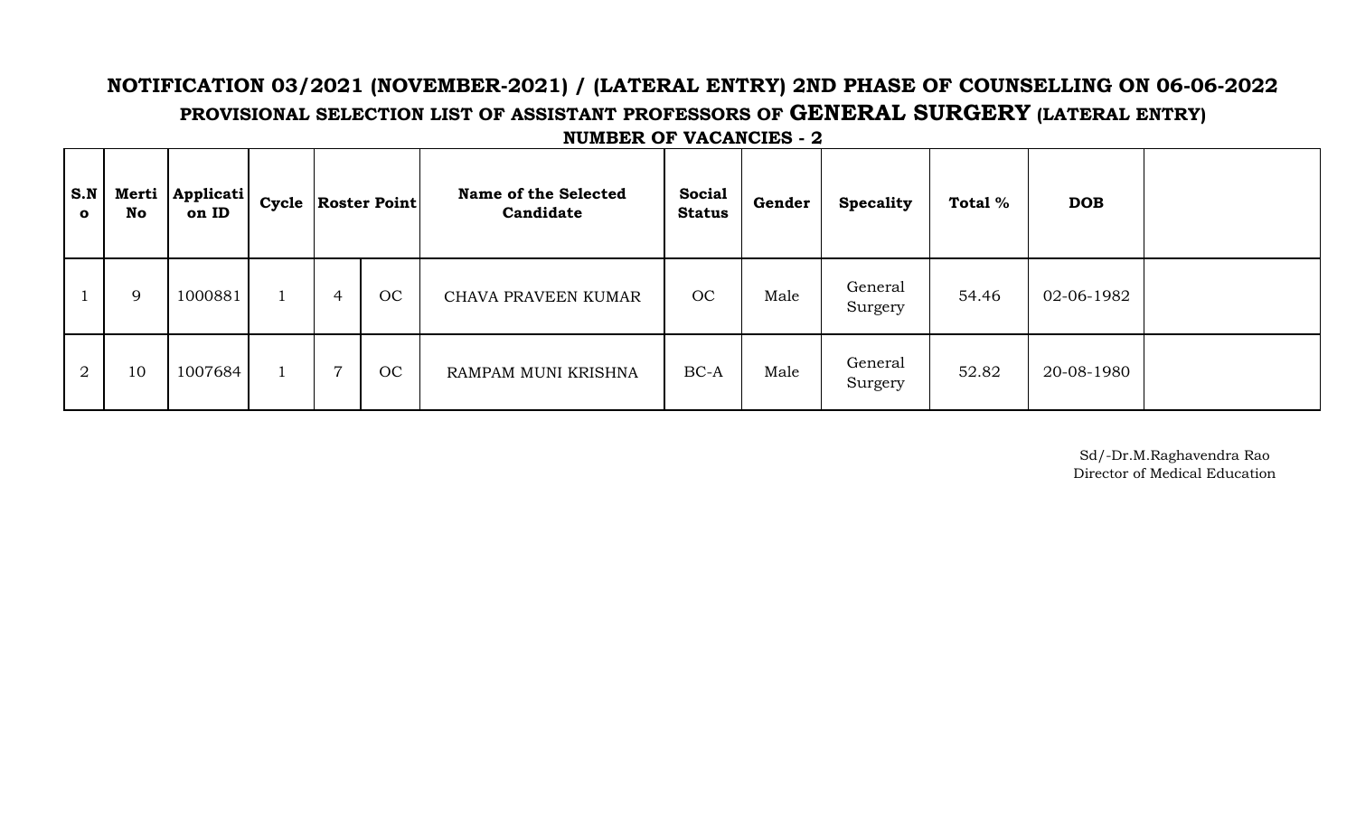**NOTIFICATION 03/2021 (NOVEMBER-2021) / (LATERAL ENTRY) 2ND PHASE OF COUNSELLING ON 06-06-2022**

**PROVISIONAL SELECTION LIST OF ASSISTANT PROFESSORS OF GENERAL SURGERY (LATERAL ENTRY)**

**NUMBER OF VACANCIES - 2**

| S.No | Merti No | Application ID | Cycle | Roster Point | | Name of the Selected Candidate | Social Status | Gender | Specality | Total % | DOB | |
|---|---|---|---|---|---|---|---|---|---|---|---|---|
| 1 | 9 | 1000881 | 1 | 4 | OC | CHAVA PRAVEEN KUMAR | OC | Male | General Surgery | 54.46 | 02-06-1982 | |
| 2 | 10 | 1007684 | 1 | 7 | OC | RAMPAM MUNI KRISHNA | BC-A | Male | General Surgery | 52.82 | 20-08-1980 | |

Sd/-Dr.M.Raghavendra Rao
Director of Medical Education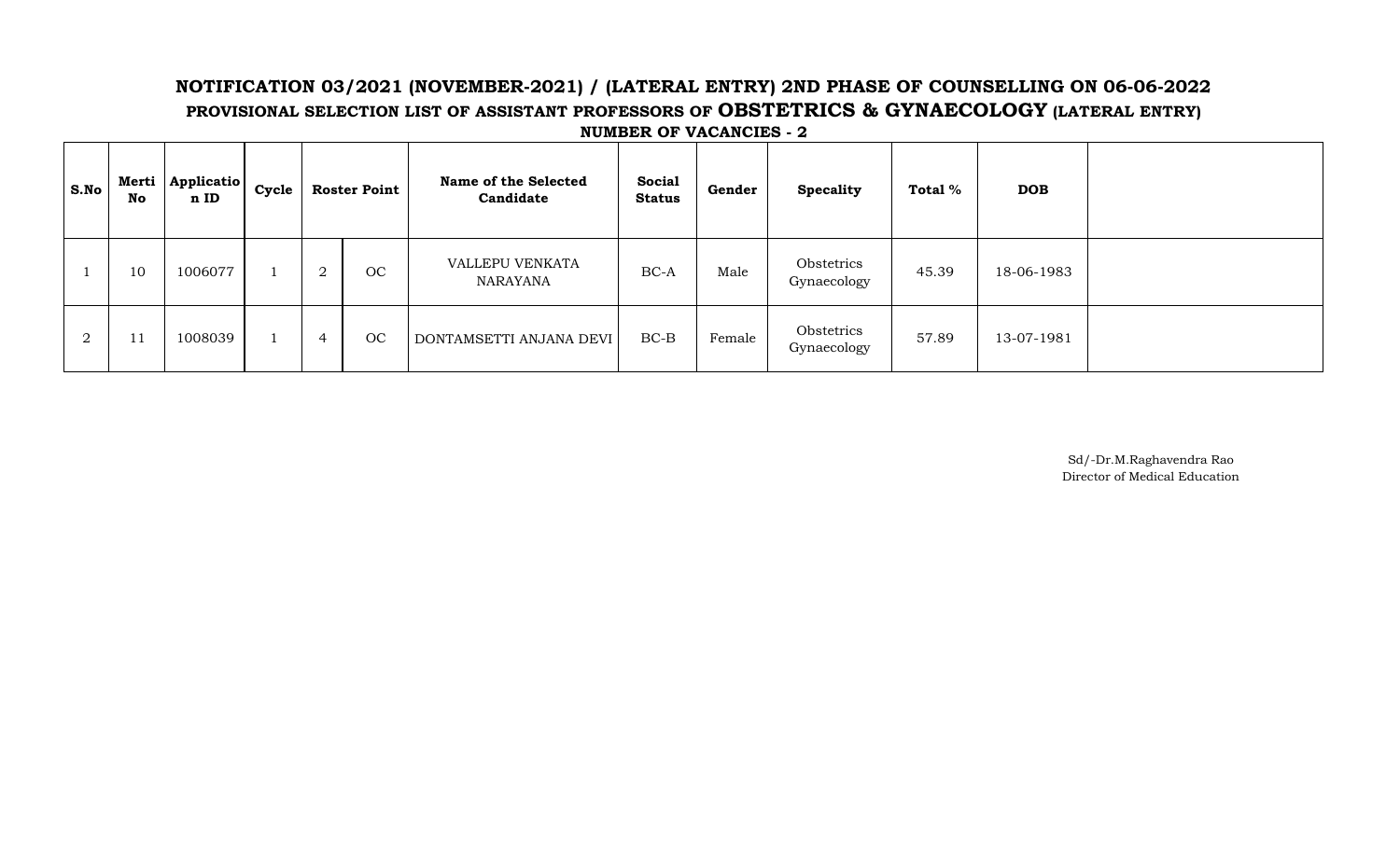**NOTIFICATION 03/2021 (NOVEMBER-2021) / (LATERAL ENTRY) 2ND PHASE OF COUNSELLING ON 06-06-2022**

**PROVISIONAL SELECTION LIST OF ASSISTANT PROFESSORS OF OBSTETRICS & GYNAECOLOGY (LATERAL ENTRY)**

**NUMBER OF VACANCIES - 2**

| S.No | Merti No | Application ID | Cycle | Roster Point | | Name of the Selected Candidate | Social Status | Gender | Specality | Total % | DOB | |
|---|---|---|---|---|---|---|---|---|---|---|---|---|
| 1 | 10 | 1006077 | 1 | 2 | OC | VALLEPU VENKATA NARAYANA | BC-A | Male | Obstetrics Gynaecology | 45.39 | 18-06-1983 | |
| 2 | 11 | 1008039 | 1 | 4 | OC | DONTAMSETTI ANJANA DEVI | BC-B | Female | Obstetrics Gynaecology | 57.89 | 13-07-1981 | |

Sd/-Dr.M.Raghavendra Rao
Director of Medical Education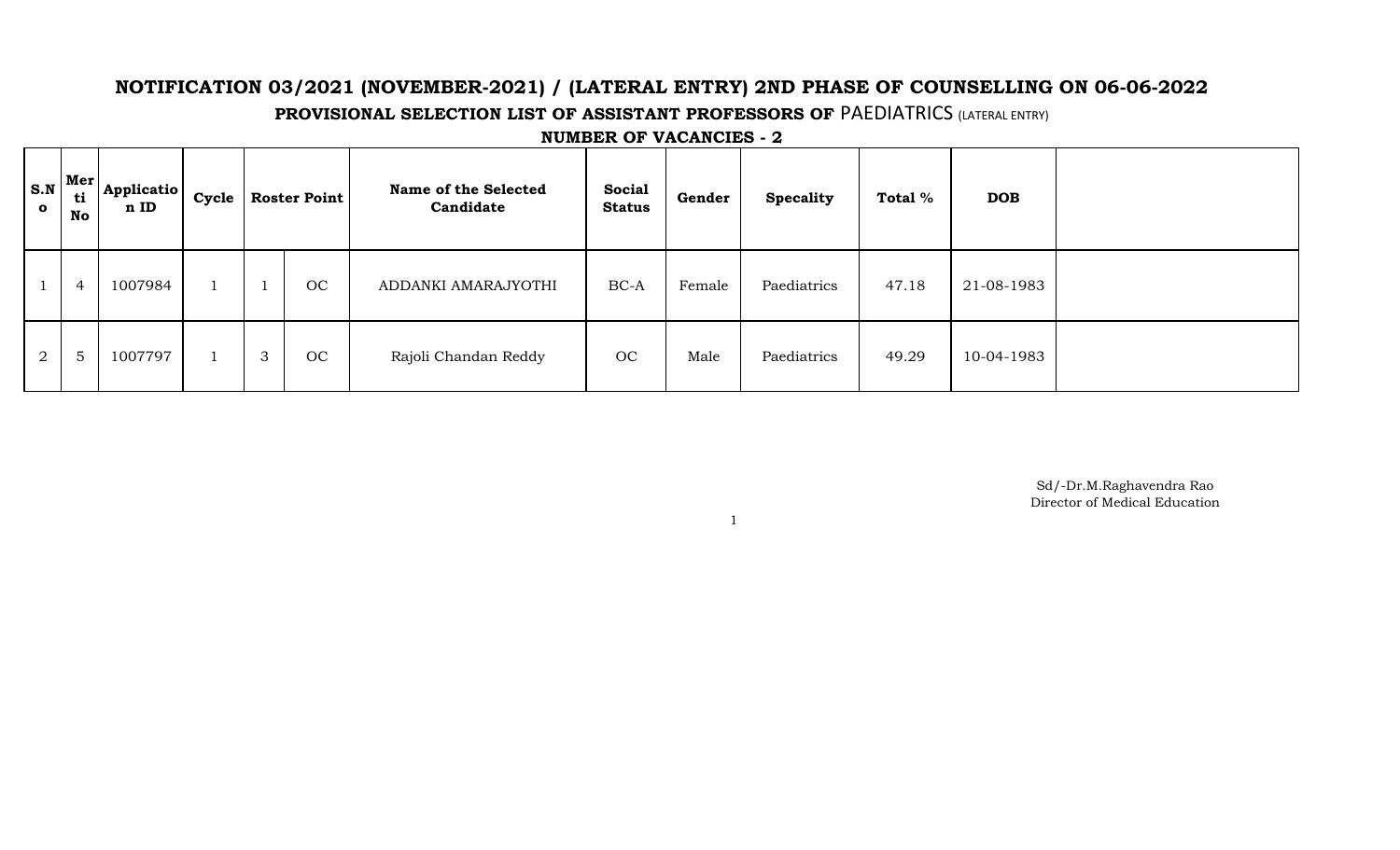## NOTIFICATION 03/2021 (NOVEMBER-2021) / (LATERAL ENTRY) 2ND PHASE OF COUNSELLING ON 06-06-2022

### PROVISIONAL SELECTION LIST OF ASSISTANT PROFESSORS OF PAEDIATRICS (LATERAL ENTRY)

**NUMBER OF VACANCIES - 2**

| S.No | Merti No | Application ID | Cycle | Roster Point | | Name of the Selected Candidate | Social Status | Gender | Specality | Total % | DOB | |
|---|---|---|---|---|---|---|---|---|---|---|---|---|
| 1 | 4 | 1007984 | 1 | 1 | OC | ADDANKI AMARAJYOTHI | BC-A | Female | Paediatrics | 47.18 | 21-08-1983 | |
| 2 | 5 | 1007797 | 1 | 3 | OC | Rajoli Chandan Reddy | OC | Male | Paediatrics | 49.29 | 10-04-1983 | |

Sd/-Dr.M.Raghavendra Rao
Director of Medical Education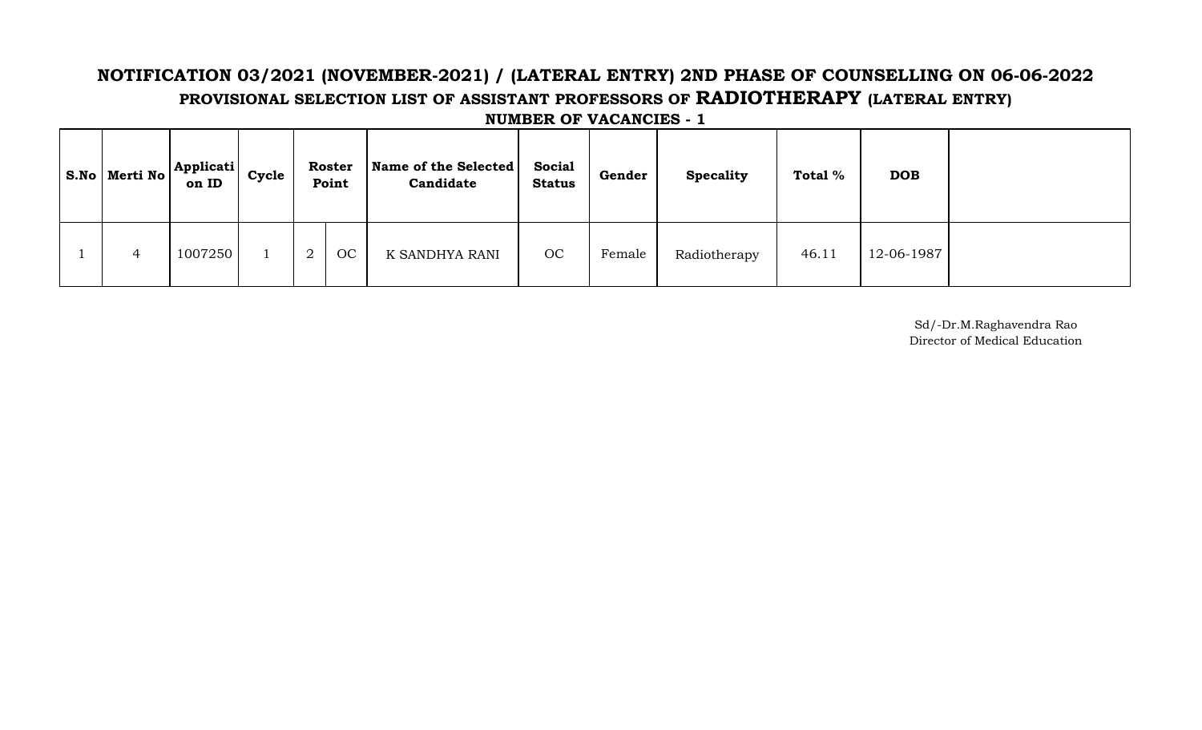## NOTIFICATION 03/2021 (NOVEMBER-2021) / (LATERAL ENTRY) 2ND PHASE OF COUNSELLING ON 06-06-2022

### PROVISIONAL SELECTION LIST OF ASSISTANT PROFESSORS OF RADIOTHERAPY (LATERAL ENTRY)

**NUMBER OF VACANCIES - 1**

| S.No | Merti No | Application ID | Cycle | Roster Point | | Name of the Selected Candidate | Social Status | Gender | Specality | Total % | DOB | |
|---|---|---|---|---|---|---|---|---|---|---|---|---|
| 1 | 4 | 1007250 | 1 | 2 | OC | K SANDHYA RANI | OC | Female | Radiotherapy | 46.11 | 12-06-1987 | |

Sd/-Dr.M.Raghavendra Rao
Director of Medical Education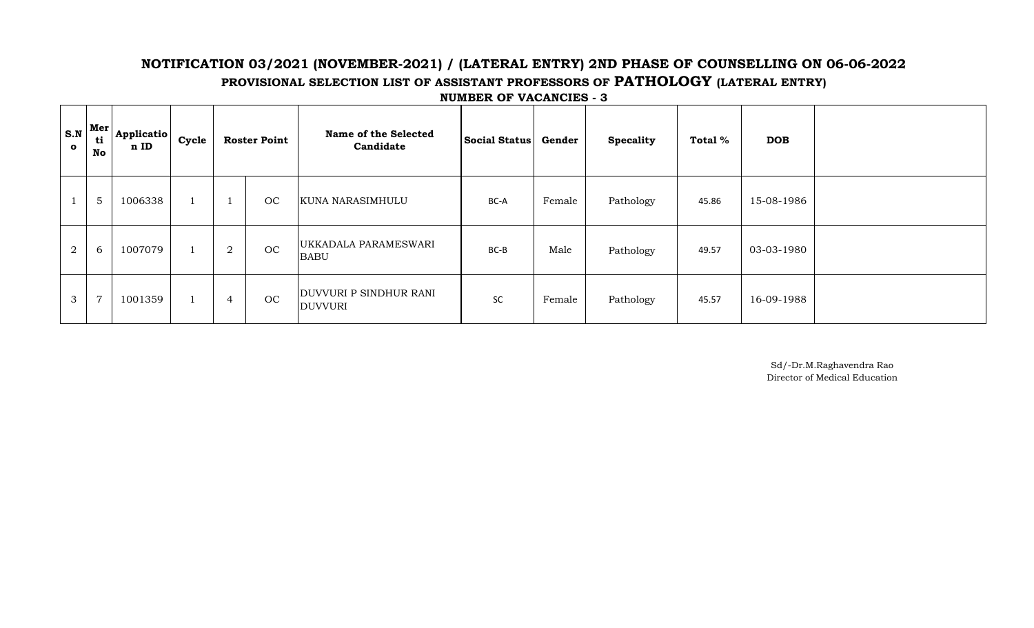## NOTIFICATION 03/2021 (NOVEMBER-2021) / (LATERAL ENTRY) 2ND PHASE OF COUNSELLING ON 06-06-2022

### PROVISIONAL SELECTION LIST OF ASSISTANT PROFESSORS OF PATHOLOGY (LATERAL ENTRY)

**NUMBER OF VACANCIES - 3**

| S.No | Merti No | Application ID | Cycle | Roster Point | | Name of the Selected Candidate | Social Status | Gender | Specality | Total % | DOB | |
|---|---|---|---|---|---|---|---|---|---|---|---|---|
| 1 | 5 | 1006338 | 1 | 1 | OC | KUNA NARASIMHULU | BC-A | Female | Pathology | 45.86 | 15-08-1986 | |
| 2 | 6 | 1007079 | 1 | 2 | OC | UKKADALA PARAMESWARI BABU | BC-B | Male | Pathology | 49.57 | 03-03-1980 | |
| 3 | 7 | 1001359 | 1 | 4 | OC | DUVVURI P SINDHUR RANI DUVVURI | SC | Female | Pathology | 45.57 | 16-09-1988 | |

Sd/-Dr.M.Raghavendra Rao
Director of Medical Education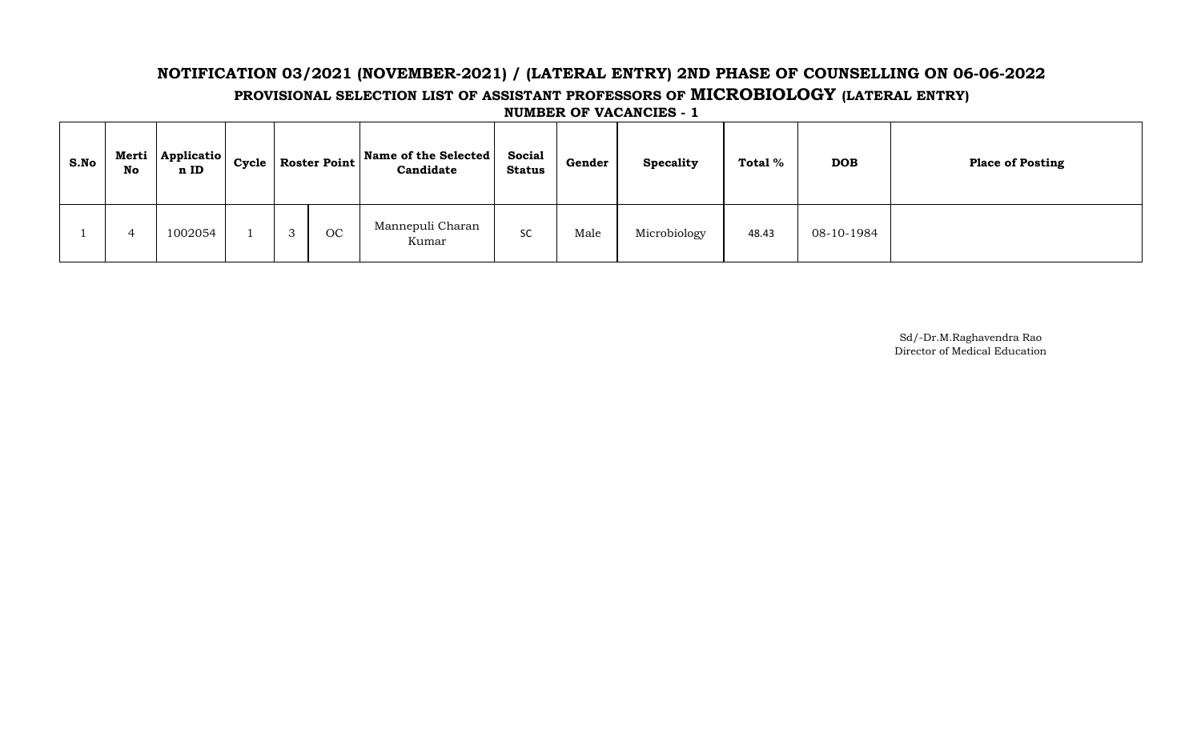## NOTIFICATION 03/2021 (NOVEMBER-2021) / (LATERAL ENTRY) 2ND PHASE OF COUNSELLING ON 06-06-2022

### PROVISIONAL SELECTION LIST OF ASSISTANT PROFESSORS OF MICROBIOLOGY (LATERAL ENTRY)

**NUMBER OF VACANCIES - 1**

| S.No | Merti No | Application ID | Cycle | Roster Point | | Name of the Selected Candidate | Social Status | Gender | Specality | Total % | DOB | Place of Posting |
|---|---|---|---|---|---|---|---|---|---|---|---|---|
| 1 | 4 | 1002054 | 1 | 3 | OC | Mannepuli Charan Kumar | SC | Male | Microbiology | 48.43 | 08-10-1984 | |

Sd/-Dr.M.Raghavendra Rao
Director of Medical Education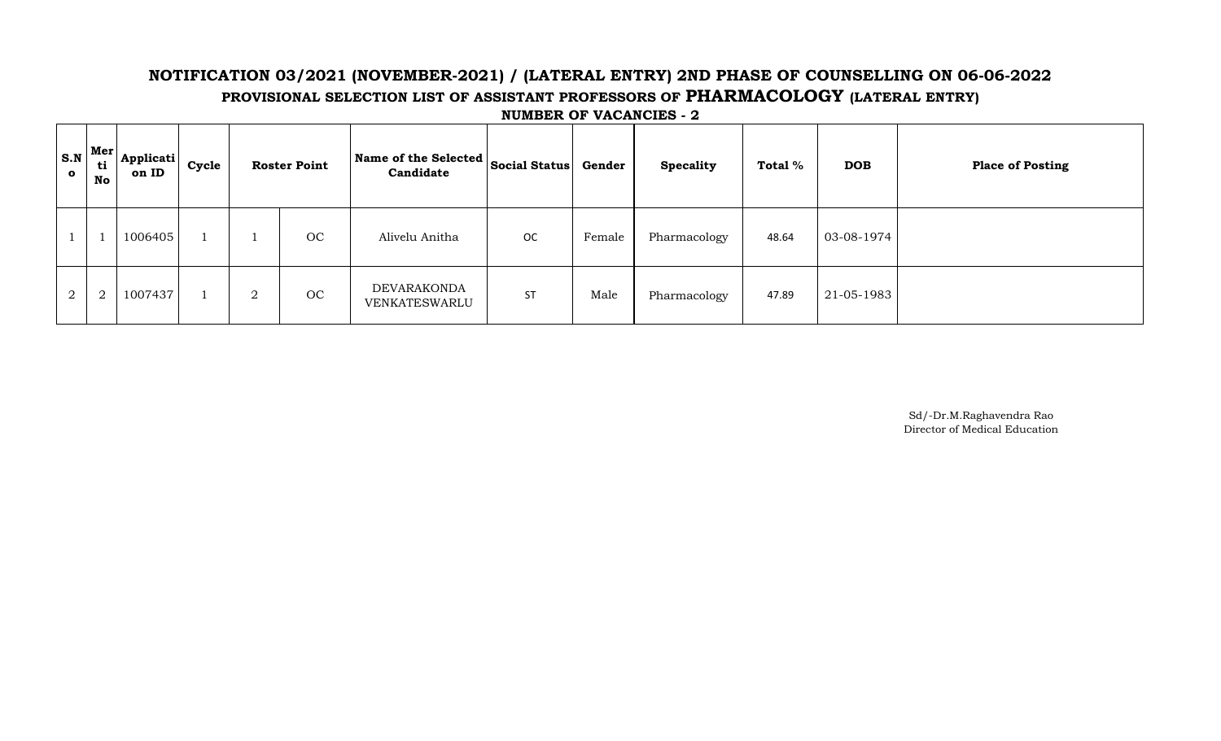## NOTIFICATION 03/2021 (NOVEMBER-2021) / (LATERAL ENTRY) 2ND PHASE OF COUNSELLING ON 06-06-2022

### PROVISIONAL SELECTION LIST OF ASSISTANT PROFESSORS OF PHARMACOLOGY (LATERAL ENTRY)

**NUMBER OF VACANCIES - 2**

| S.No | Merti No | Application ID | Cycle | Roster Point | | Name of the Selected Candidate | Social Status | Gender | Specality | Total % | DOB | Place of Posting |
|---|---|---|---|---|---|---|---|---|---|---|---|---|
| 1 | 1 | 1006405 | 1 | 1 | OC | Alivelu Anitha | OC | Female | Pharmacology | 48.64 | 03-08-1974 | |
| 2 | 2 | 1007437 | 1 | 2 | OC | DEVARAKONDA VENKATESWARLU | ST | Male | Pharmacology | 47.89 | 21-05-1983 | |

Sd/-Dr.M.Raghavendra Rao
Director of Medical Education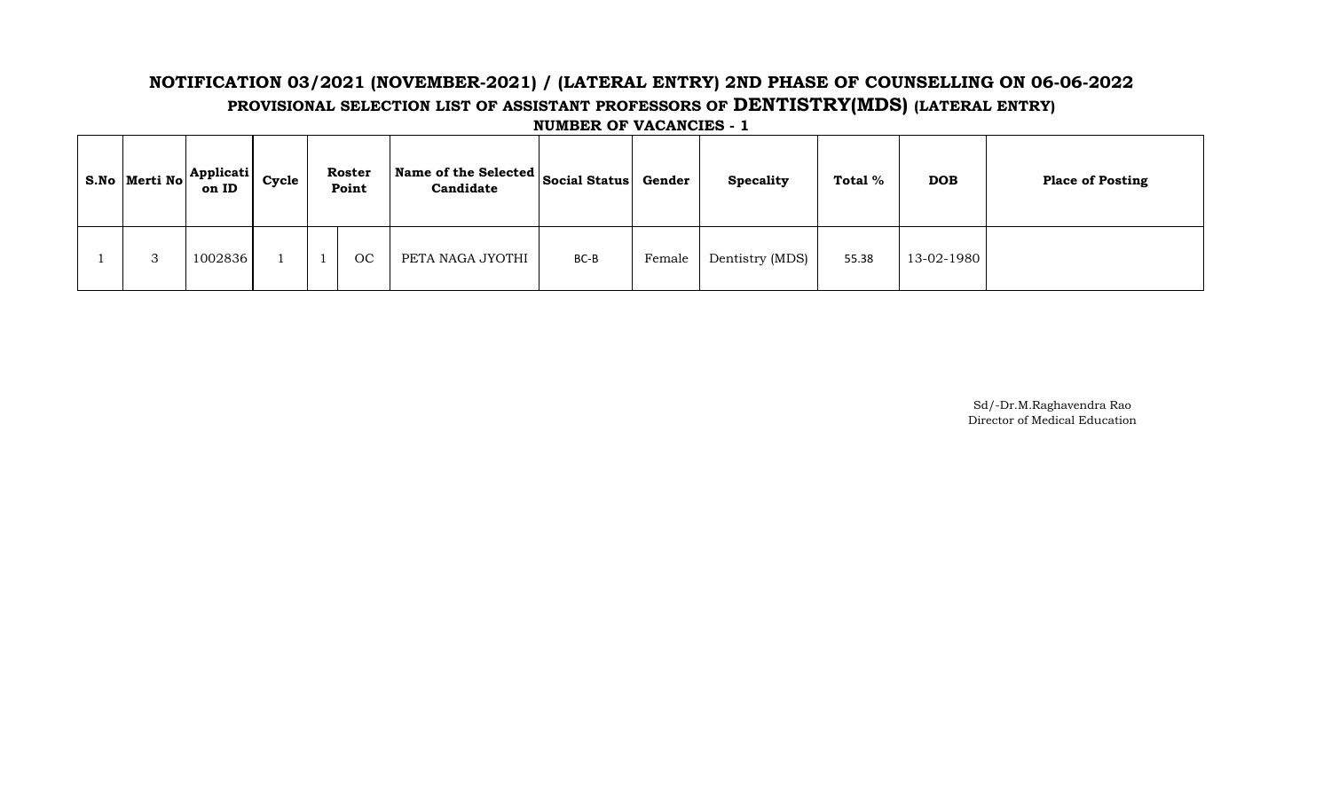# NOTIFICATION 03/2021 (NOVEMBER-2021) / (LATERAL ENTRY) 2ND PHASE OF COUNSELLING ON 06-06-2022

## PROVISIONAL SELECTION LIST OF ASSISTANT PROFESSORS OF DENTISTRY(MDS) (LATERAL ENTRY)

**NUMBER OF VACANCIES - 1**

| S.No | Merti No | Application ID | Cycle | Roster Point | | Name of the Selected Candidate | Social Status | Gender | Specality | Total % | DOB | Place of Posting |
|---|---|---|---|---|---|---|---|---|---|---|---|---|
| 1 | 3 | 1002836 | 1 | 1 | OC | PETA NAGA JYOTHI | BC-B | Female | Dentistry (MDS) | 55.38 | 13-02-1980 | |

Sd/-Dr.M.Raghavendra Rao
Director of Medical Education